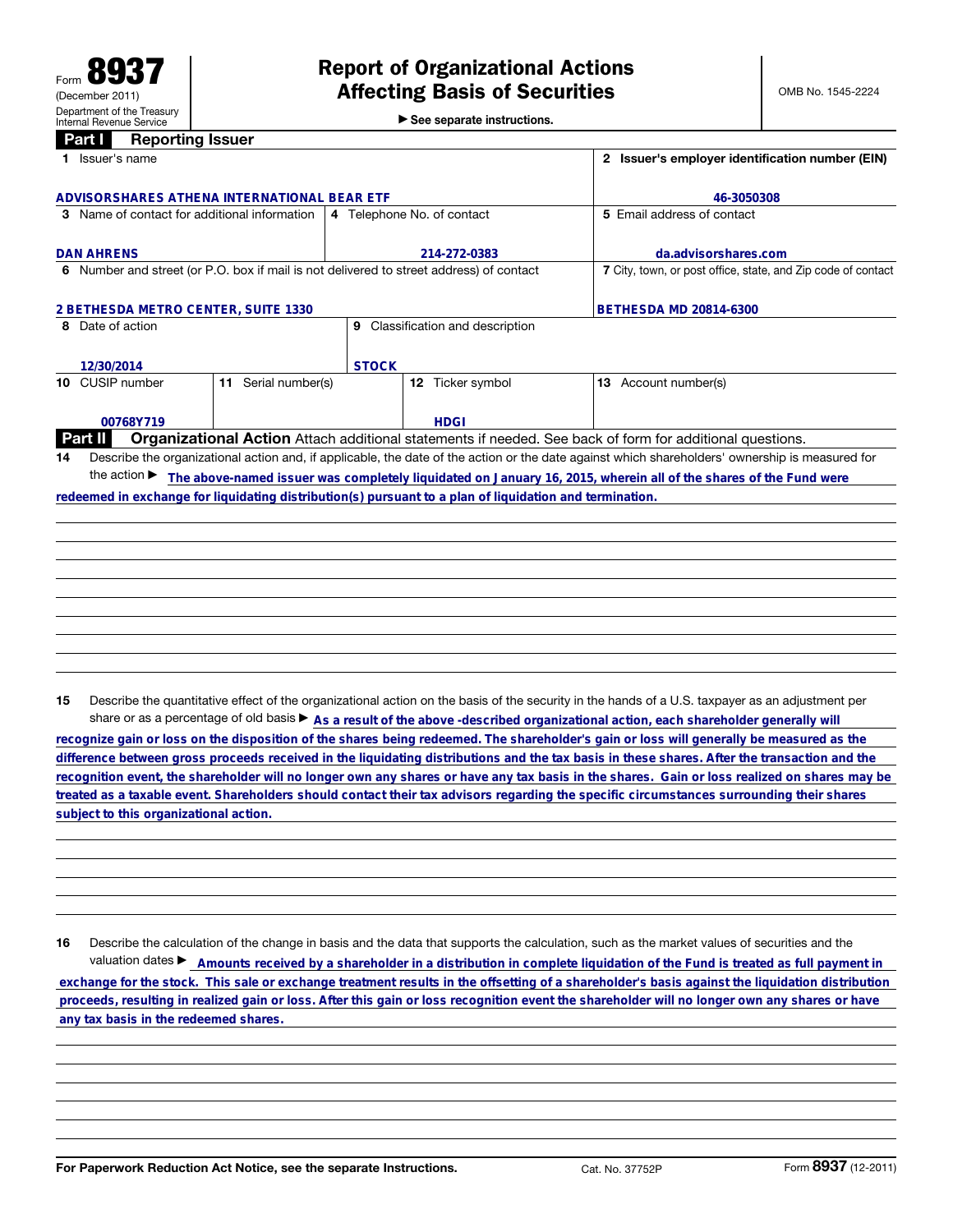Form **8937**
(December 2011)
Department of the Treasury
Internal Revenue Service

# Report of Organizational Actions Affecting Basis of Securities

▶ See separate instructions.

OMB No. 1545-2224

## Part I Reporting Issuer

| 1 Issuer's name | | | | 2 Issuer's employer identification number (EIN) |
|---|---|---|---|---|
| ADVISORSHARES ATHENA INTERNATIONAL BEAR ETF | | | | 46-3050308 |
| 3 Name of contact for additional information | | 4 Telephone No. of contact | | 5 Email address of contact |
| DAN AHRENS | | 214-272-0383 | | da.advisorshares.com |
| 6 Number and street (or P.O. box if mail is not delivered to street address) of contact | | | | 7 City, town, or post office, state, and Zip code of contact |
| 2 BETHESDA METRO CENTER, SUITE 1330 | | | | BETHESDA MD 20814-6300 |
| 8 Date of action | | 9 Classification and description | | |
| 12/30/2014 | | STOCK | | |
| 10 CUSIP number | 11 Serial number(s) | | 12 Ticker symbol | 13 Account number(s) |
| 00768Y719 | | | HDGI | |

## Part II Organizational Action

Attach additional statements if needed. See back of form for additional questions.

**14** Describe the organizational action and, if applicable, the date of the action or the date against which shareholders' ownership is measured for the action ▶ The above-named issuer was completely liquidated on January 16, 2015, wherein all of the shares of the Fund were redeemed in exchange for liquidating distribution(s) pursuant to a plan of liquidation and termination.

**15** Describe the quantitative effect of the organizational action on the basis of the security in the hands of a U.S. taxpayer as an adjustment per share or as a percentage of old basis ▶ As a result of the above -described organizational action, each shareholder generally will recognize gain or loss on the disposition of the shares being redeemed. The shareholder's gain or loss will generally be measured as the difference between gross proceeds received in the liquidating distributions and the tax basis in these shares. After the transaction and the recognition event, the shareholder will no longer own any shares or have any tax basis in the shares. Gain or loss realized on shares may be treated as a taxable event. Shareholders should contact their tax advisors regarding the specific circumstances surrounding their shares subject to this organizational action.

**16** Describe the calculation of the change in basis and the data that supports the calculation, such as the market values of securities and the valuation dates ▶ Amounts received by a shareholder in a distribution in complete liquidation of the Fund is treated as full payment in exchange for the stock. This sale or exchange treatment results in the offsetting of a shareholder's basis against the liquidation distribution proceeds, resulting in realized gain or loss. After this gain or loss recognition event the shareholder will no longer own any shares or have any tax basis in the redeemed shares.

For Paperwork Reduction Act Notice, see the separate Instructions. Cat. No. 37752P Form **8937** (12-2011)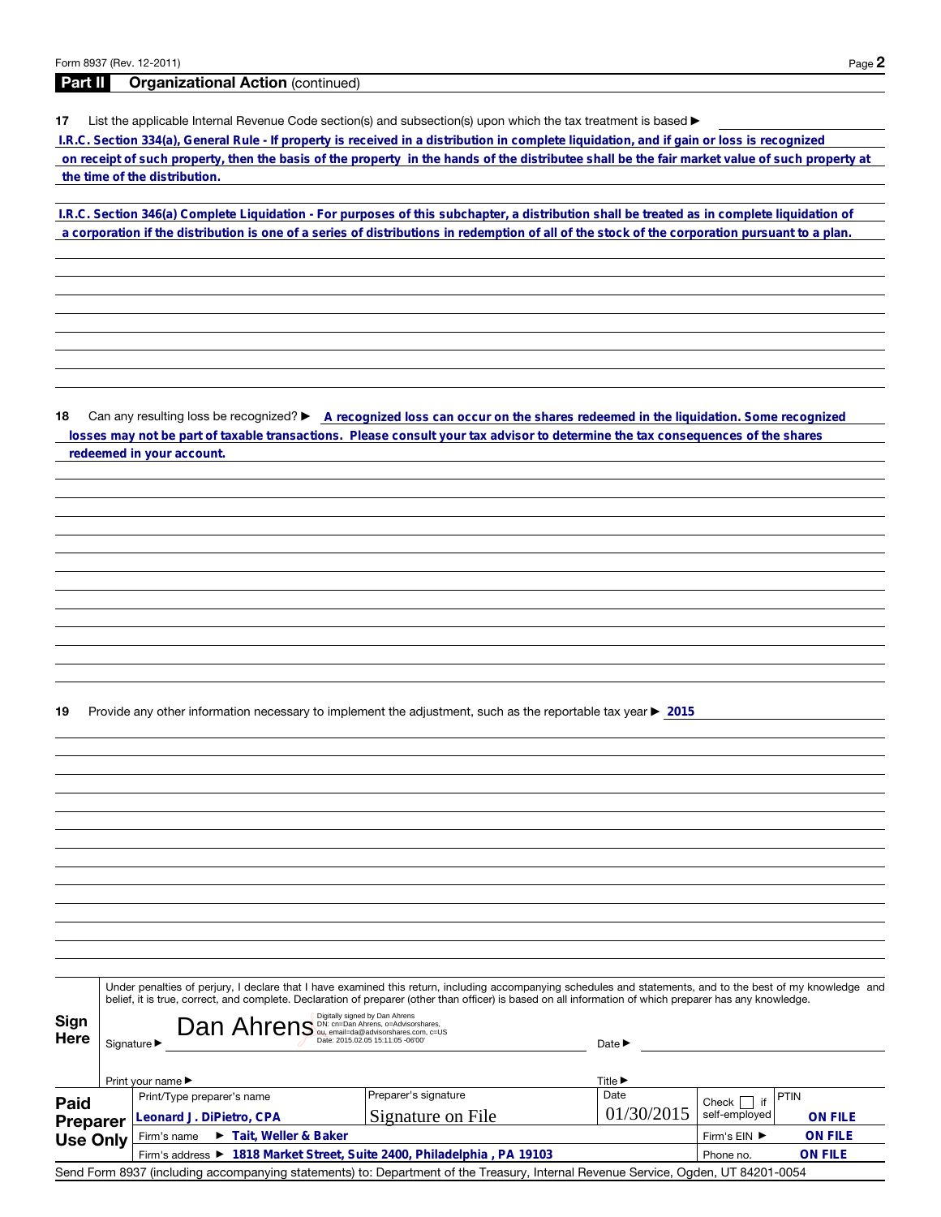Form 8937 (Rev. 12-2011)

**Part II** **Organizational Action** (continued)

**17** List the applicable Internal Revenue Code section(s) and subsection(s) upon which the tax treatment is based ▶

**I.R.C. Section 334(a), General Rule - If property is received in a distribution in complete liquidation, and if gain or loss is recognized on receipt of such property, then the basis of the property in the hands of the distributee shall be the fair market value of such property at the time of the distribution.**

**I.R.C. Section 346(a) Complete Liquidation - For purposes of this subchapter, a distribution shall be treated as in complete liquidation of a corporation if the distribution is one of a series of distributions in redemption of all of the stock of the corporation pursuant to a plan.**

**18** Can any resulting loss be recognized? ▶ **A recognized loss can occur on the shares redeemed in the liquidation. Some recognized losses may not be part of taxable transactions. Please consult your tax advisor to determine the tax consequences of the shares redeemed in your account.**

**19** Provide any other information necessary to implement the adjustment, such as the reportable tax year ▶ **2015**

**Sign Here**

Under penalties of perjury, I declare that I have examined this return, including accompanying schedules and statements, and to the best of my knowledge and belief, it is true, correct, and complete. Declaration of preparer (other than officer) is based on all information of which preparer has any knowledge.

Signature ▶ Dan Ahrens (Digitally signed by Dan Ahrens DN: cn=Dan Ahrens, o=Advisorshares, ou, email=da@advisorshares.com, c=US Date: 2015.02.05 15:11:05 -06'00') Date ▶

Print your name ▶ Title ▶

**Paid Preparer Use Only**

| Print/Type preparer's name | Preparer's signature | Date | Check ☐ if self-employed | PTIN |
|---|---|---|---|---|
| **Leonard J. DiPietro, CPA** | Signature on File | 01/30/2015 | | **ON FILE** |
| Firm's name ▶ **Tait, Weller & Baker** | | | Firm's EIN ▶ | **ON FILE** |
| Firm's address ▶ **1818 Market Street, Suite 2400, Philadelphia , PA 19103** | | | Phone no. | **ON FILE** |

Send Form 8937 (including accompanying statements) to: Department of the Treasury, Internal Revenue Service, Ogden, UT 84201-0054